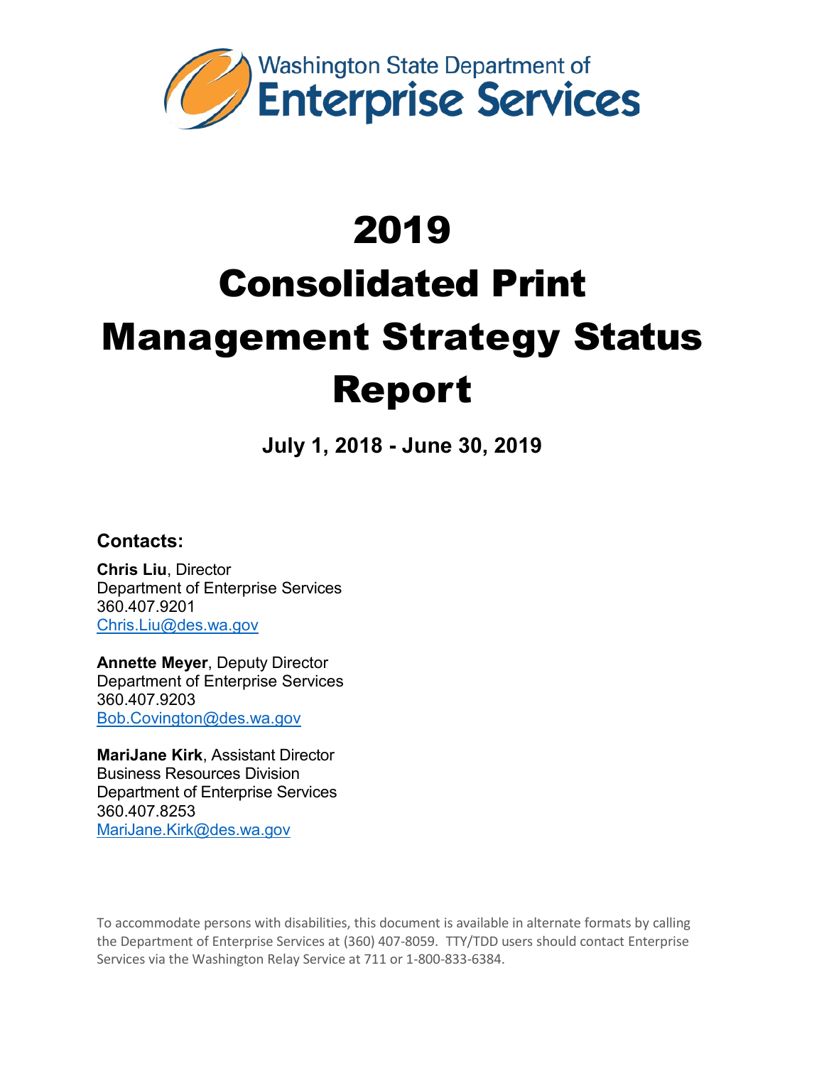Washington State Department of
**Enterprise Services**

# 2019 Consolidated Print Management Strategy Status Report

**July 1, 2018 - June 30, 2019**

### Contacts:

**Chris Liu**, Director
Department of Enterprise Services
360.407.9201
Chris.Liu@des.wa.gov

**Annette Meyer**, Deputy Director
Department of Enterprise Services
360.407.9203
Bob.Covington@des.wa.gov

**MariJane Kirk**, Assistant Director
Business Resources Division
Department of Enterprise Services
360.407.8253
MariJane.Kirk@des.wa.gov

To accommodate persons with disabilities, this document is available in alternate formats by calling the Department of Enterprise Services at (360) 407-8059. TTY/TDD users should contact Enterprise Services via the Washington Relay Service at 711 or 1-800-833-6384.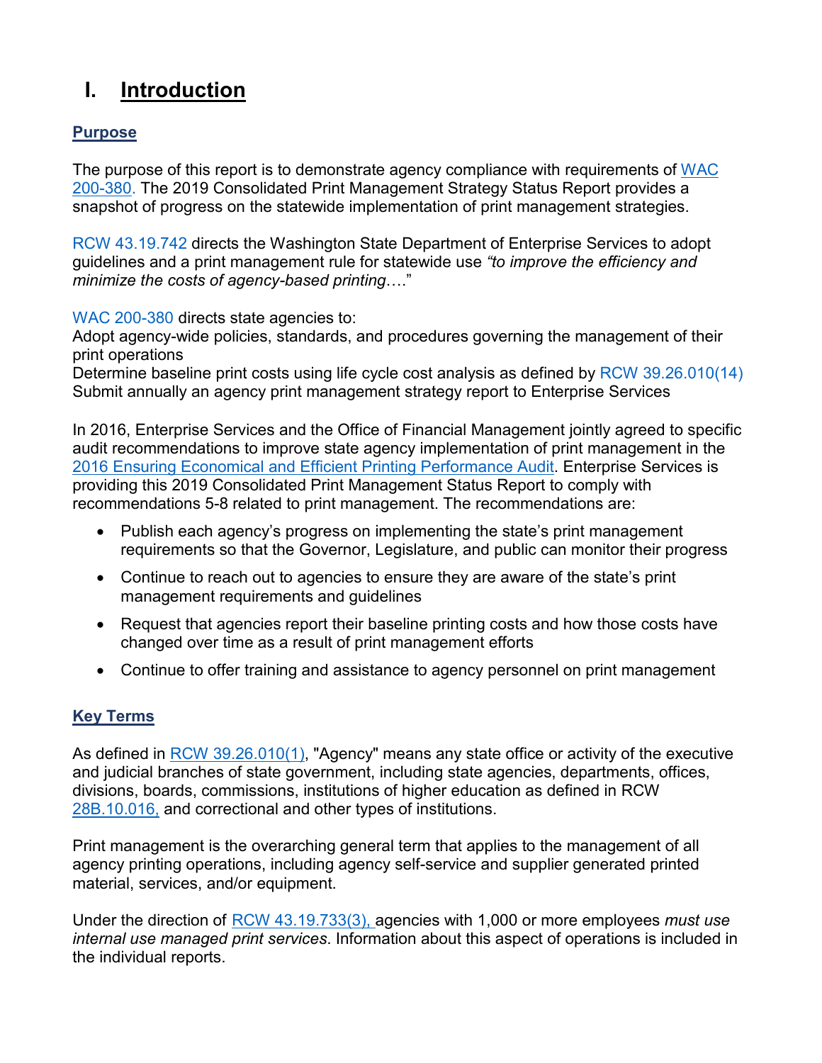# I. Introduction

## Purpose

The purpose of this report is to demonstrate agency compliance with requirements of WAC 200-380. The 2019 Consolidated Print Management Strategy Status Report provides a snapshot of progress on the statewide implementation of print management strategies.

RCW 43.19.742 directs the Washington State Department of Enterprise Services to adopt guidelines and a print management rule for statewide use *"to improve the efficiency and minimize the costs of agency-based printing…."*

WAC 200-380 directs state agencies to:
Adopt agency-wide policies, standards, and procedures governing the management of their print operations
Determine baseline print costs using life cycle cost analysis as defined by RCW 39.26.010(14)
Submit annually an agency print management strategy report to Enterprise Services

In 2016, Enterprise Services and the Office of Financial Management jointly agreed to specific audit recommendations to improve state agency implementation of print management in the 2016 Ensuring Economical and Efficient Printing Performance Audit. Enterprise Services is providing this 2019 Consolidated Print Management Status Report to comply with recommendations 5-8 related to print management. The recommendations are:

- Publish each agency's progress on implementing the state's print management requirements so that the Governor, Legislature, and public can monitor their progress
- Continue to reach out to agencies to ensure they are aware of the state's print management requirements and guidelines
- Request that agencies report their baseline printing costs and how those costs have changed over time as a result of print management efforts
- Continue to offer training and assistance to agency personnel on print management

## Key Terms

As defined in RCW 39.26.010(1), "Agency" means any state office or activity of the executive and judicial branches of state government, including state agencies, departments, offices, divisions, boards, commissions, institutions of higher education as defined in RCW 28B.10.016, and correctional and other types of institutions.

Print management is the overarching general term that applies to the management of all agency printing operations, including agency self-service and supplier generated printed material, services, and/or equipment.

Under the direction of RCW 43.19.733(3), agencies with 1,000 or more employees *must use internal use managed print services*. Information about this aspect of operations is included in the individual reports.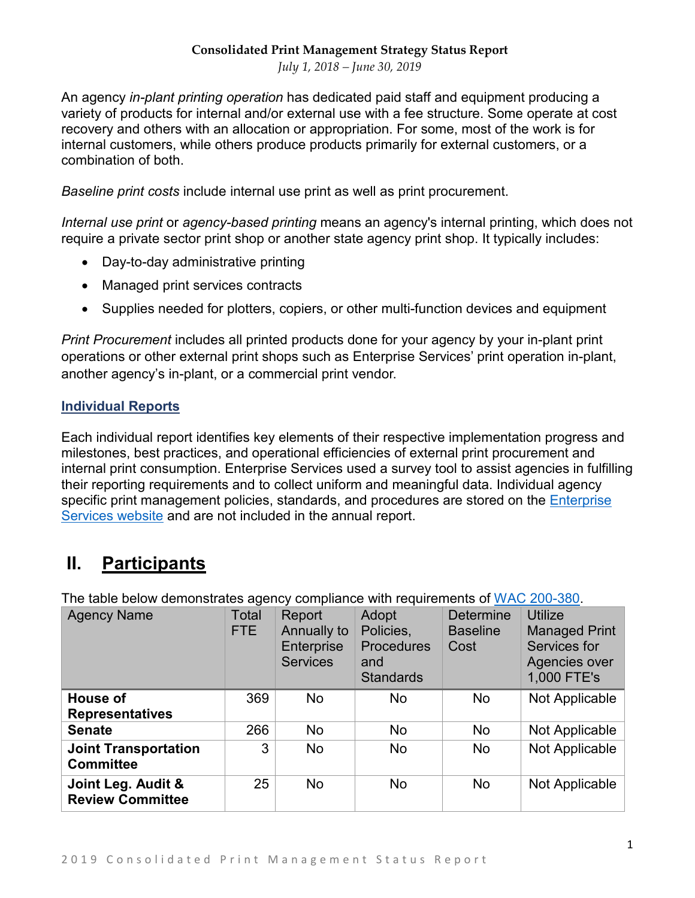An agency *in-plant printing operation* has dedicated paid staff and equipment producing a variety of products for internal and/or external use with a fee structure. Some operate at cost recovery and others with an allocation or appropriation. For some, most of the work is for internal customers, while others produce products primarily for external customers, or a combination of both.

*Baseline print costs* include internal use print as well as print procurement.

*Internal use print* or *agency-based printing* means an agency's internal printing, which does not require a private sector print shop or another state agency print shop. It typically includes:

- Day-to-day administrative printing
- Managed print services contracts
- Supplies needed for plotters, copiers, or other multi-function devices and equipment

*Print Procurement* includes all printed products done for your agency by your in-plant print operations or other external print shops such as Enterprise Services' print operation in-plant, another agency's in-plant, or a commercial print vendor.

### Individual Reports

Each individual report identifies key elements of their respective implementation progress and milestones, best practices, and operational efficiencies of external print procurement and internal print consumption. Enterprise Services used a survey tool to assist agencies in fulfilling their reporting requirements and to collect uniform and meaningful data. Individual agency specific print management policies, standards, and procedures are stored on the Enterprise Services website and are not included in the annual report.

## II. Participants

The table below demonstrates agency compliance with requirements of WAC 200-380.

| Agency Name | Total FTE | Report Annually to Enterprise Services | Adopt Policies, Procedures and Standards | Determine Baseline Cost | Utilize Managed Print Services for Agencies over 1,000 FTE's |
|---|---|---|---|---|---|
| **House of Representatives** | 369 | No | No | No | Not Applicable |
| **Senate** | 266 | No | No | No | Not Applicable |
| **Joint Transportation Committee** | 3 | No | No | No | Not Applicable |
| **Joint Leg. Audit & Review Committee** | 25 | No | No | No | Not Applicable |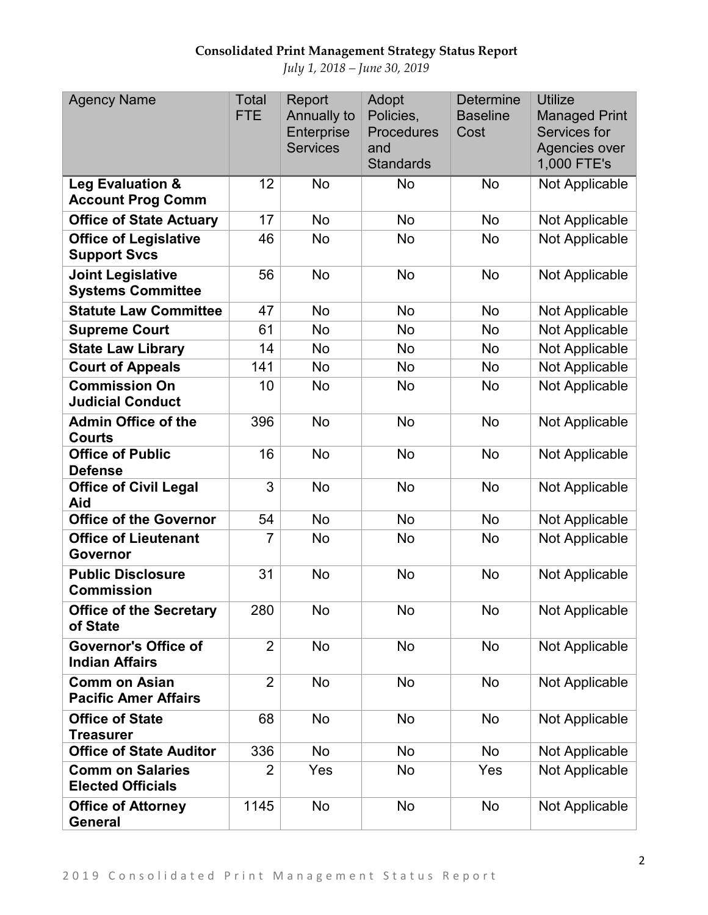**Consolidated Print Management Strategy Status Report**

*July 1, 2018 – June 30, 2019*

| Agency Name | Total FTE | Report Annually to Enterprise Services | Adopt Policies, Procedures and Standards | Determine Baseline Cost | Utilize Managed Print Services for Agencies over 1,000 FTE's |
|---|---|---|---|---|---|
| **Leg Evaluation & Account Prog Comm** | 12 | No | No | No | Not Applicable |
| **Office of State Actuary** | 17 | No | No | No | Not Applicable |
| **Office of Legislative Support Svcs** | 46 | No | No | No | Not Applicable |
| **Joint Legislative Systems Committee** | 56 | No | No | No | Not Applicable |
| **Statute Law Committee** | 47 | No | No | No | Not Applicable |
| **Supreme Court** | 61 | No | No | No | Not Applicable |
| **State Law Library** | 14 | No | No | No | Not Applicable |
| **Court of Appeals** | 141 | No | No | No | Not Applicable |
| **Commission On Judicial Conduct** | 10 | No | No | No | Not Applicable |
| **Admin Office of the Courts** | 396 | No | No | No | Not Applicable |
| **Office of Public Defense** | 16 | No | No | No | Not Applicable |
| **Office of Civil Legal Aid** | 3 | No | No | No | Not Applicable |
| **Office of the Governor** | 54 | No | No | No | Not Applicable |
| **Office of Lieutenant Governor** | 7 | No | No | No | Not Applicable |
| **Public Disclosure Commission** | 31 | No | No | No | Not Applicable |
| **Office of the Secretary of State** | 280 | No | No | No | Not Applicable |
| **Governor's Office of Indian Affairs** | 2 | No | No | No | Not Applicable |
| **Comm on Asian Pacific Amer Affairs** | 2 | No | No | No | Not Applicable |
| **Office of State Treasurer** | 68 | No | No | No | Not Applicable |
| **Office of State Auditor** | 336 | No | No | No | Not Applicable |
| **Comm on Salaries Elected Officials** | 2 | Yes | No | Yes | Not Applicable |
| **Office of Attorney General** | 1145 | No | No | No | Not Applicable |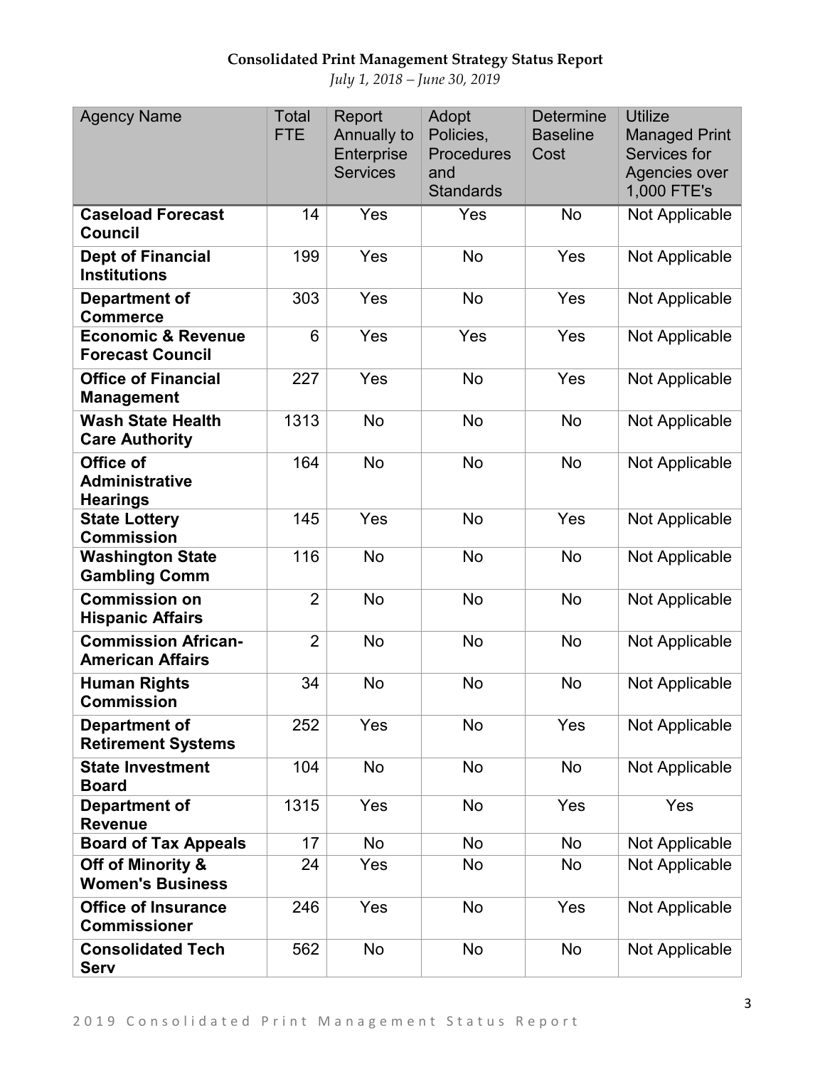**Consolidated Print Management Strategy Status Report**

*July 1, 2018 – June 30, 2019*

| Agency Name | Total FTE | Report Annually to Enterprise Services | Adopt Policies, Procedures and Standards | Determine Baseline Cost | Utilize Managed Print Services for Agencies over 1,000 FTE's |
|---|---|---|---|---|---|
| **Caseload Forecast Council** | 14 | Yes | Yes | No | Not Applicable |
| **Dept of Financial Institutions** | 199 | Yes | No | Yes | Not Applicable |
| **Department of Commerce** | 303 | Yes | No | Yes | Not Applicable |
| **Economic & Revenue Forecast Council** | 6 | Yes | Yes | Yes | Not Applicable |
| **Office of Financial Management** | 227 | Yes | No | Yes | Not Applicable |
| **Wash State Health Care Authority** | 1313 | No | No | No | Not Applicable |
| **Office of Administrative Hearings** | 164 | No | No | No | Not Applicable |
| **State Lottery Commission** | 145 | Yes | No | Yes | Not Applicable |
| **Washington State Gambling Comm** | 116 | No | No | No | Not Applicable |
| **Commission on Hispanic Affairs** | 2 | No | No | No | Not Applicable |
| **Commission African-American Affairs** | 2 | No | No | No | Not Applicable |
| **Human Rights Commission** | 34 | No | No | No | Not Applicable |
| **Department of Retirement Systems** | 252 | Yes | No | Yes | Not Applicable |
| **State Investment Board** | 104 | No | No | No | Not Applicable |
| **Department of Revenue** | 1315 | Yes | No | Yes | Yes |
| **Board of Tax Appeals** | 17 | No | No | No | Not Applicable |
| **Off of Minority & Women's Business** | 24 | Yes | No | No | Not Applicable |
| **Office of Insurance Commissioner** | 246 | Yes | No | Yes | Not Applicable |
| **Consolidated Tech Serv** | 562 | No | No | No | Not Applicable |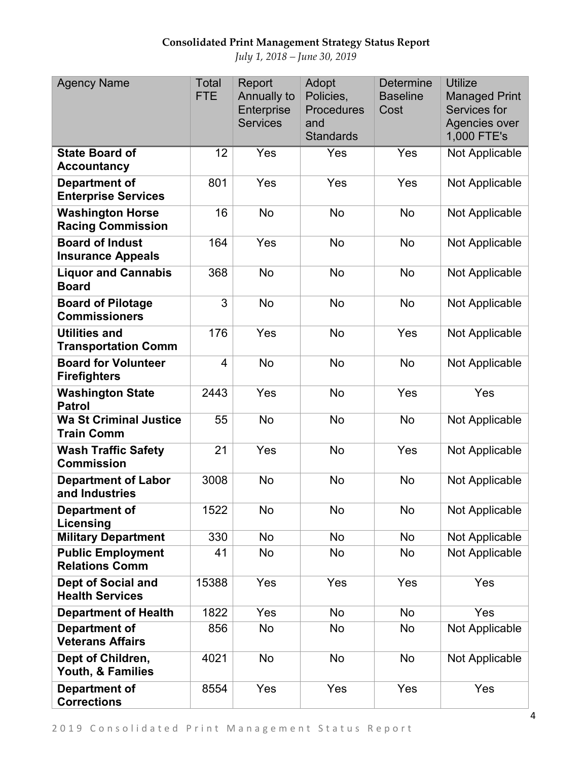**Consolidated Print Management Strategy Status Report**

*July 1, 2018 – June 30, 2019*

| Agency Name | Total FTE | Report Annually to Enterprise Services | Adopt Policies, Procedures and Standards | Determine Baseline Cost | Utilize Managed Print Services for Agencies over 1,000 FTE's |
|---|---|---|---|---|---|
| **State Board of Accountancy** | 12 | Yes | Yes | Yes | Not Applicable |
| **Department of Enterprise Services** | 801 | Yes | Yes | Yes | Not Applicable |
| **Washington Horse Racing Commission** | 16 | No | No | No | Not Applicable |
| **Board of Indust Insurance Appeals** | 164 | Yes | No | No | Not Applicable |
| **Liquor and Cannabis Board** | 368 | No | No | No | Not Applicable |
| **Board of Pilotage Commissioners** | 3 | No | No | No | Not Applicable |
| **Utilities and Transportation Comm** | 176 | Yes | No | Yes | Not Applicable |
| **Board for Volunteer Firefighters** | 4 | No | No | No | Not Applicable |
| **Washington State Patrol** | 2443 | Yes | No | Yes | Yes |
| **Wa St Criminal Justice Train Comm** | 55 | No | No | No | Not Applicable |
| **Wash Traffic Safety Commission** | 21 | Yes | No | Yes | Not Applicable |
| **Department of Labor and Industries** | 3008 | No | No | No | Not Applicable |
| **Department of Licensing** | 1522 | No | No | No | Not Applicable |
| **Military Department** | 330 | No | No | No | Not Applicable |
| **Public Employment Relations Comm** | 41 | No | No | No | Not Applicable |
| **Dept of Social and Health Services** | 15388 | Yes | Yes | Yes | Yes |
| **Department of Health** | 1822 | Yes | No | No | Yes |
| **Department of Veterans Affairs** | 856 | No | No | No | Not Applicable |
| **Dept of Children, Youth, & Families** | 4021 | No | No | No | Not Applicable |
| **Department of Corrections** | 8554 | Yes | Yes | Yes | Yes |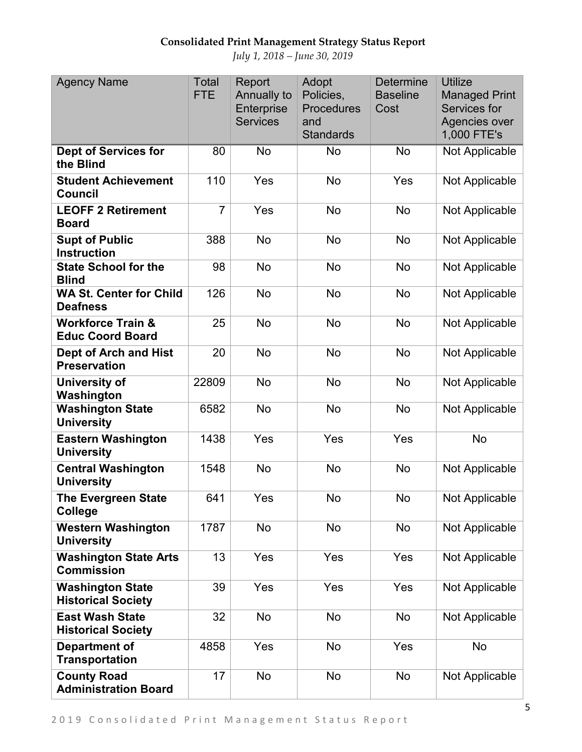**Consolidated Print Management Strategy Status Report**

*July 1, 2018 – June 30, 2019*

| Agency Name | Total FTE | Report Annually to Enterprise Services | Adopt Policies, Procedures and Standards | Determine Baseline Cost | Utilize Managed Print Services for Agencies over 1,000 FTE's |
|---|---|---|---|---|---|
| **Dept of Services for the Blind** | 80 | No | No | No | Not Applicable |
| **Student Achievement Council** | 110 | Yes | No | Yes | Not Applicable |
| **LEOFF 2 Retirement Board** | 7 | Yes | No | No | Not Applicable |
| **Supt of Public Instruction** | 388 | No | No | No | Not Applicable |
| **State School for the Blind** | 98 | No | No | No | Not Applicable |
| **WA St. Center for Child Deafness** | 126 | No | No | No | Not Applicable |
| **Workforce Train & Educ Coord Board** | 25 | No | No | No | Not Applicable |
| **Dept of Arch and Hist Preservation** | 20 | No | No | No | Not Applicable |
| **University of Washington** | 22809 | No | No | No | Not Applicable |
| **Washington State University** | 6582 | No | No | No | Not Applicable |
| **Eastern Washington University** | 1438 | Yes | Yes | Yes | No |
| **Central Washington University** | 1548 | No | No | No | Not Applicable |
| **The Evergreen State College** | 641 | Yes | No | No | Not Applicable |
| **Western Washington University** | 1787 | No | No | No | Not Applicable |
| **Washington State Arts Commission** | 13 | Yes | Yes | Yes | Not Applicable |
| **Washington State Historical Society** | 39 | Yes | Yes | Yes | Not Applicable |
| **East Wash State Historical Society** | 32 | No | No | No | Not Applicable |
| **Department of Transportation** | 4858 | Yes | No | Yes | No |
| **County Road Administration Board** | 17 | No | No | No | Not Applicable |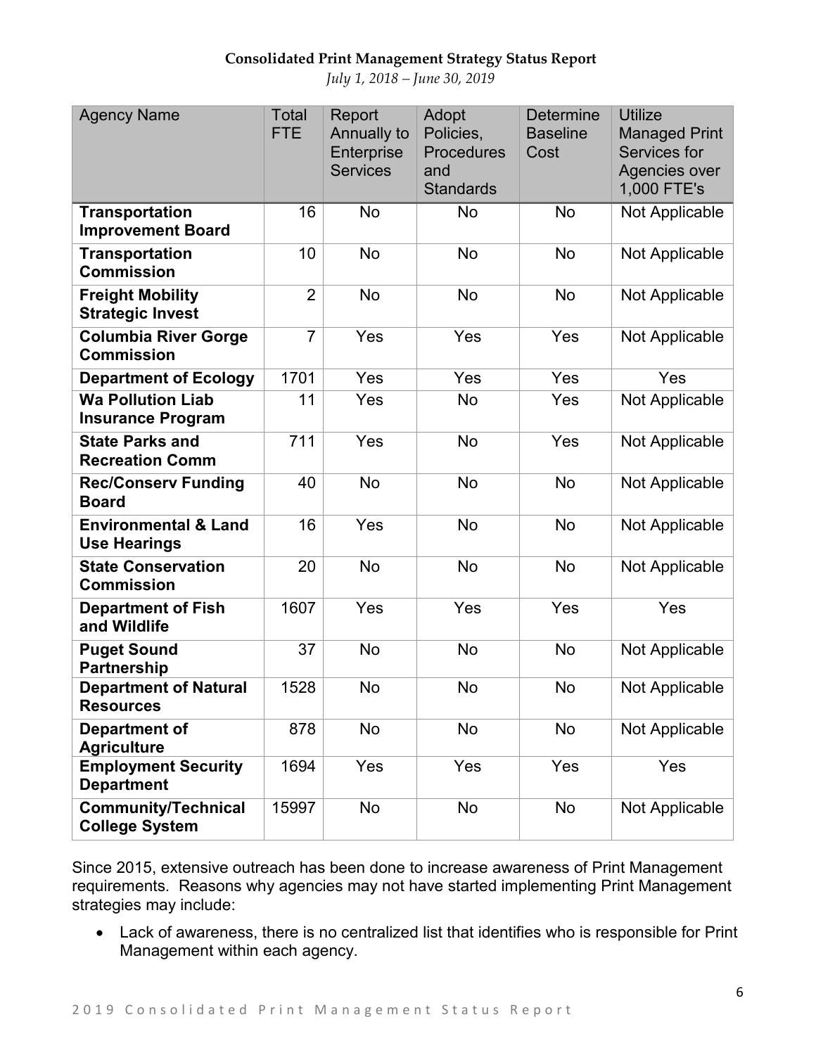**Consolidated Print Management Strategy Status Report**

*July 1, 2018 – June 30, 2019*

| Agency Name | Total FTE | Report Annually to Enterprise Services | Adopt Policies, Procedures and Standards | Determine Baseline Cost | Utilize Managed Print Services for Agencies over 1,000 FTE's |
|---|---|---|---|---|---|
| **Transportation Improvement Board** | 16 | No | No | No | Not Applicable |
| **Transportation Commission** | 10 | No | No | No | Not Applicable |
| **Freight Mobility Strategic Invest** | 2 | No | No | No | Not Applicable |
| **Columbia River Gorge Commission** | 7 | Yes | Yes | Yes | Not Applicable |
| **Department of Ecology** | 1701 | Yes | Yes | Yes | Yes |
| **Wa Pollution Liab Insurance Program** | 11 | Yes | No | Yes | Not Applicable |
| **State Parks and Recreation Comm** | 711 | Yes | No | Yes | Not Applicable |
| **Rec/Conserv Funding Board** | 40 | No | No | No | Not Applicable |
| **Environmental & Land Use Hearings** | 16 | Yes | No | No | Not Applicable |
| **State Conservation Commission** | 20 | No | No | No | Not Applicable |
| **Department of Fish and Wildlife** | 1607 | Yes | Yes | Yes | Yes |
| **Puget Sound Partnership** | 37 | No | No | No | Not Applicable |
| **Department of Natural Resources** | 1528 | No | No | No | Not Applicable |
| **Department of Agriculture** | 878 | No | No | No | Not Applicable |
| **Employment Security Department** | 1694 | Yes | Yes | Yes | Yes |
| **Community/Technical College System** | 15997 | No | No | No | Not Applicable |

Since 2015, extensive outreach has been done to increase awareness of Print Management requirements. Reasons why agencies may not have started implementing Print Management strategies may include:

- Lack of awareness, there is no centralized list that identifies who is responsible for Print Management within each agency.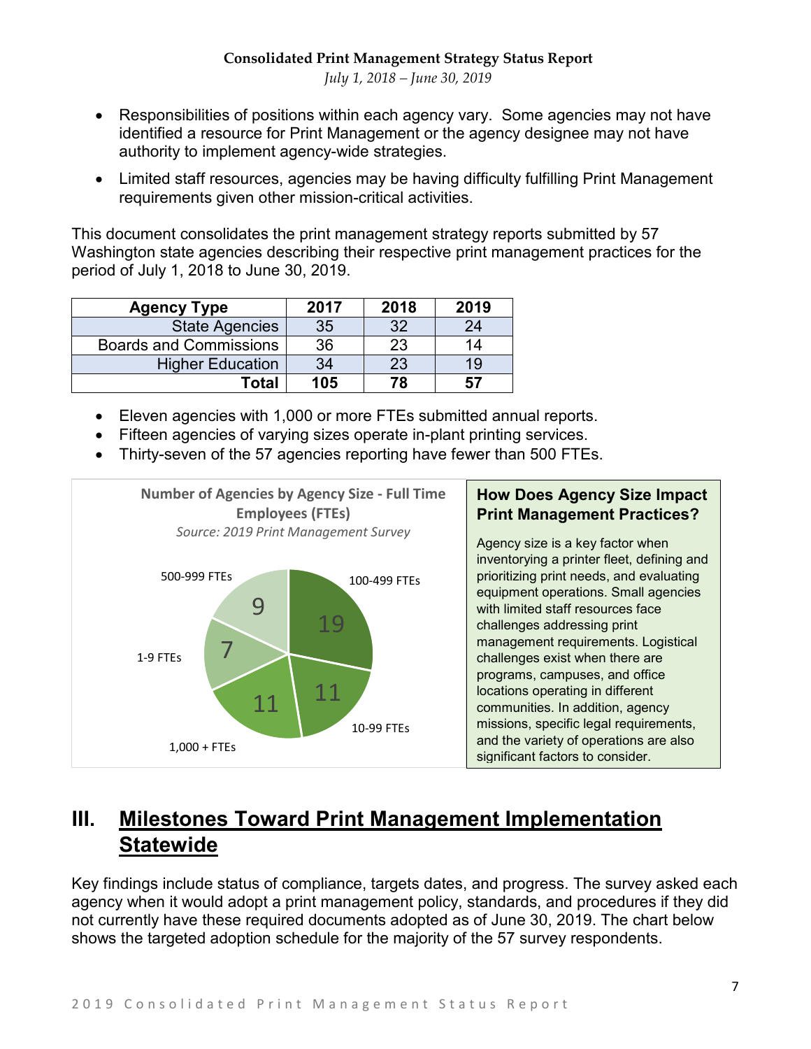- Responsibilities of positions within each agency vary. Some agencies may not have identified a resource for Print Management or the agency designee may not have authority to implement agency-wide strategies.
- Limited staff resources, agencies may be having difficulty fulfilling Print Management requirements given other mission-critical activities.

This document consolidates the print management strategy reports submitted by 57 Washington state agencies describing their respective print management practices for the period of July 1, 2018 to June 30, 2019.

| Agency Type | 2017 | 2018 | 2019 |
|---|---|---|---|
| State Agencies | 35 | 32 | 24 |
| Boards and Commissions | 36 | 23 | 14 |
| Higher Education | 34 | 23 | 19 |
| **Total** | **105** | **78** | **57** |

- Eleven agencies with 1,000 or more FTEs submitted annual reports.
- Fifteen agencies of varying sizes operate in-plant printing services.
- Thirty-seven of the 57 agencies reporting have fewer than 500 FTEs.

**Number of Agencies by Agency Size - Full Time Employees (FTEs)**

*Source: 2019 Print Management Survey*

| Agency Size | Number of Agencies |
|---|---|
| 100-499 FTEs | 19 |
| 10-99 FTEs | 11 |
| 1,000 + FTEs | 11 |
| 1-9 FTEs | 7 |
| 500-999 FTEs | 9 |

**How Does Agency Size Impact Print Management Practices?**

Agency size is a key factor when inventorying a printer fleet, defining and prioritizing print needs, and evaluating equipment operations. Small agencies with limited staff resources face challenges addressing print management requirements. Logistical challenges exist when there are programs, campuses, and office locations operating in different communities. In addition, agency missions, specific legal requirements, and the variety of operations are also significant factors to consider.

# III. Milestones Toward Print Management Implementation Statewide

Key findings include status of compliance, targets dates, and progress. The survey asked each agency when it would adopt a print management policy, standards, and procedures if they did not currently have these required documents adopted as of June 30, 2019. The chart below shows the targeted adoption schedule for the majority of the 57 survey respondents.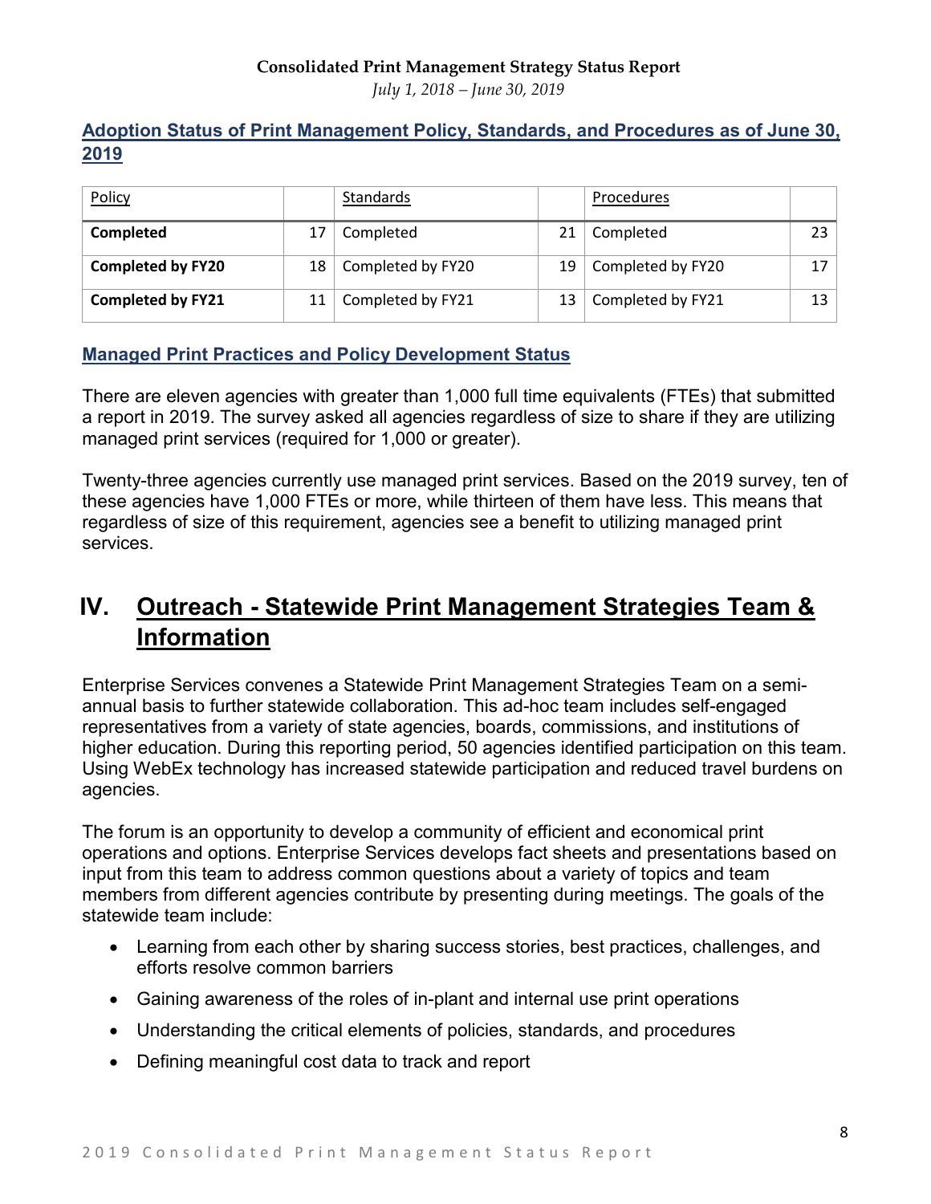## Adoption Status of Print Management Policy, Standards, and Procedures as of June 30, 2019

| Policy | | Standards | | Procedures | |
|---|---|---|---|---|---|
| **Completed** | 17 | Completed | 21 | Completed | 23 |
| **Completed by FY20** | 18 | Completed by FY20 | 19 | Completed by FY20 | 17 |
| **Completed by FY21** | 11 | Completed by FY21 | 13 | Completed by FY21 | 13 |

## Managed Print Practices and Policy Development Status

There are eleven agencies with greater than 1,000 full time equivalents (FTEs) that submitted a report in 2019. The survey asked all agencies regardless of size to share if they are utilizing managed print services (required for 1,000 or greater).

Twenty-three agencies currently use managed print services. Based on the 2019 survey, ten of these agencies have 1,000 FTEs or more, while thirteen of them have less. This means that regardless of size of this requirement, agencies see a benefit to utilizing managed print services.

# IV. Outreach - Statewide Print Management Strategies Team & Information

Enterprise Services convenes a Statewide Print Management Strategies Team on a semi-annual basis to further statewide collaboration. This ad-hoc team includes self-engaged representatives from a variety of state agencies, boards, commissions, and institutions of higher education. During this reporting period, 50 agencies identified participation on this team. Using WebEx technology has increased statewide participation and reduced travel burdens on agencies.

The forum is an opportunity to develop a community of efficient and economical print operations and options. Enterprise Services develops fact sheets and presentations based on input from this team to address common questions about a variety of topics and team members from different agencies contribute by presenting during meetings. The goals of the statewide team include:

- Learning from each other by sharing success stories, best practices, challenges, and efforts resolve common barriers
- Gaining awareness of the roles of in-plant and internal use print operations
- Understanding the critical elements of policies, standards, and procedures
- Defining meaningful cost data to track and report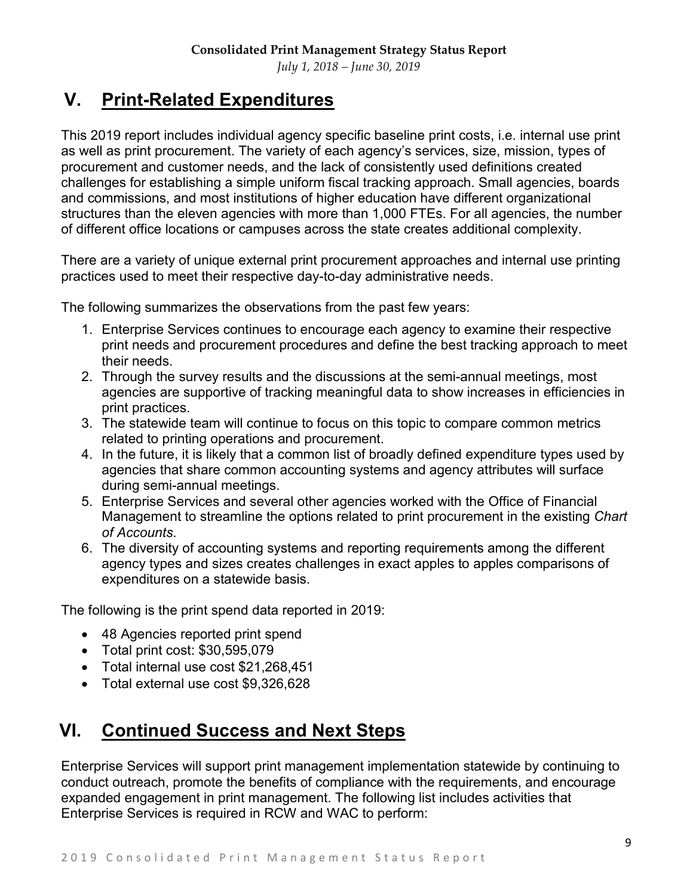## V. Print-Related Expenditures

This 2019 report includes individual agency specific baseline print costs, i.e. internal use print as well as print procurement. The variety of each agency's services, size, mission, types of procurement and customer needs, and the lack of consistently used definitions created challenges for establishing a simple uniform fiscal tracking approach. Small agencies, boards and commissions, and most institutions of higher education have different organizational structures than the eleven agencies with more than 1,000 FTEs. For all agencies, the number of different office locations or campuses across the state creates additional complexity.

There are a variety of unique external print procurement approaches and internal use printing practices used to meet their respective day-to-day administrative needs.

The following summarizes the observations from the past few years:

1. Enterprise Services continues to encourage each agency to examine their respective print needs and procurement procedures and define the best tracking approach to meet their needs.
2. Through the survey results and the discussions at the semi-annual meetings, most agencies are supportive of tracking meaningful data to show increases in efficiencies in print practices.
3. The statewide team will continue to focus on this topic to compare common metrics related to printing operations and procurement.
4. In the future, it is likely that a common list of broadly defined expenditure types used by agencies that share common accounting systems and agency attributes will surface during semi-annual meetings.
5. Enterprise Services and several other agencies worked with the Office of Financial Management to streamline the options related to print procurement in the existing *Chart of Accounts*.
6. The diversity of accounting systems and reporting requirements among the different agency types and sizes creates challenges in exact apples to apples comparisons of expenditures on a statewide basis.

The following is the print spend data reported in 2019:

- 48 Agencies reported print spend
- Total print cost: $30,595,079
- Total internal use cost $21,268,451
- Total external use cost $9,326,628

## VI. Continued Success and Next Steps

Enterprise Services will support print management implementation statewide by continuing to conduct outreach, promote the benefits of compliance with the requirements, and encourage expanded engagement in print management. The following list includes activities that Enterprise Services is required in RCW and WAC to perform: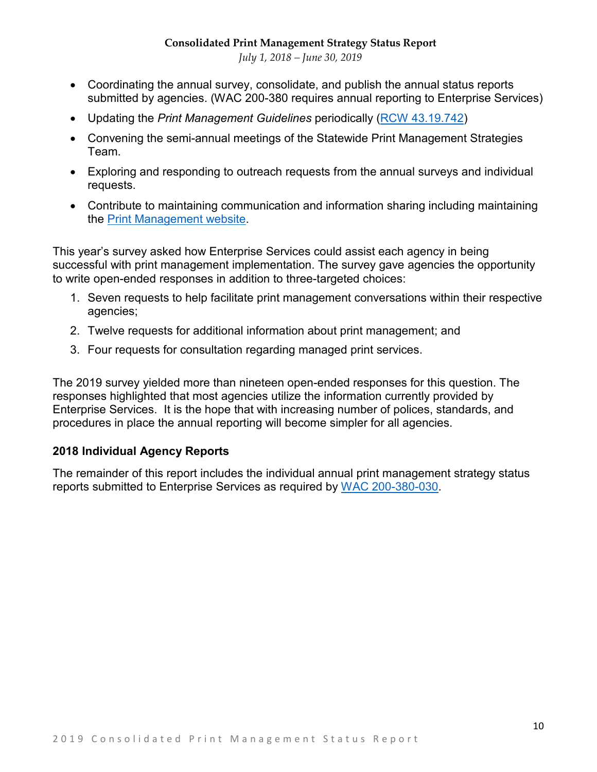- Coordinating the annual survey, consolidate, and publish the annual status reports submitted by agencies. (WAC 200-380 requires annual reporting to Enterprise Services)
- Updating the *Print Management Guidelines* periodically (RCW 43.19.742)
- Convening the semi-annual meetings of the Statewide Print Management Strategies Team.
- Exploring and responding to outreach requests from the annual surveys and individual requests.
- Contribute to maintaining communication and information sharing including maintaining the Print Management website.

This year's survey asked how Enterprise Services could assist each agency in being successful with print management implementation. The survey gave agencies the opportunity to write open-ended responses in addition to three-targeted choices:

1. Seven requests to help facilitate print management conversations within their respective agencies;
2. Twelve requests for additional information about print management; and
3. Four requests for consultation regarding managed print services.

The 2019 survey yielded more than nineteen open-ended responses for this question. The responses highlighted that most agencies utilize the information currently provided by Enterprise Services. It is the hope that with increasing number of polices, standards, and procedures in place the annual reporting will become simpler for all agencies.

**2018 Individual Agency Reports**

The remainder of this report includes the individual annual print management strategy status reports submitted to Enterprise Services as required by WAC 200-380-030.